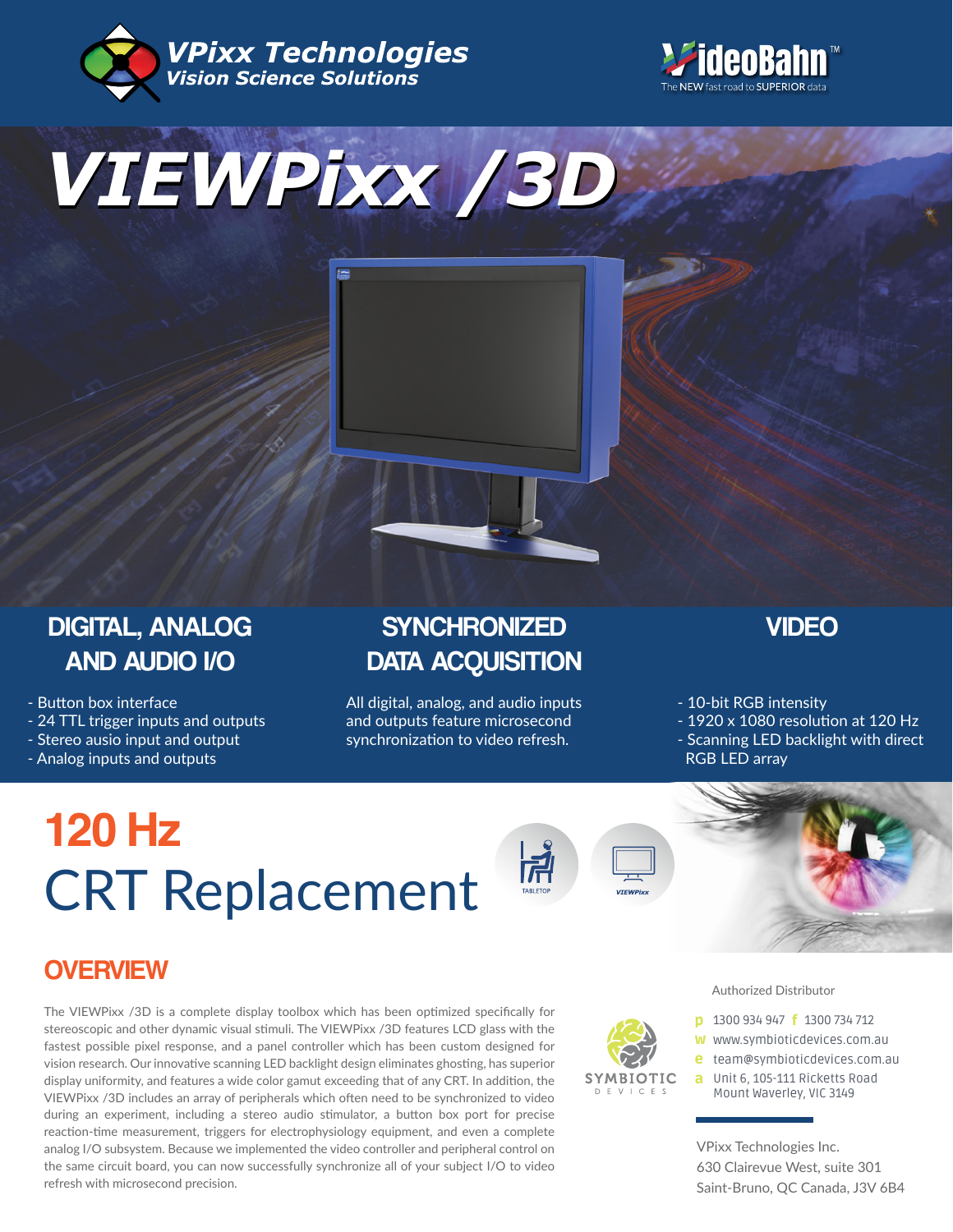VPixx Technologies
Vision Science Solutions

VideoBahn™
The NEW fast road to SUPERIOR data

# VIEWPixx /3D

## DIGITAL, ANALOG AND AUDIO I/O

- Button box interface
- 24 TTL trigger inputs and outputs
- Stereo ausio input and output
- Analog inputs and outputs

## SYNCHRONIZED DATA ACQUISITION

All digital, analog, and audio inputs and outputs feature microsecond synchronization to video refresh.

## VIDEO

- 10-bit RGB intensity
- 1920 x 1080 resolution at 120 Hz
- Scanning LED backlight with direct RGB LED array

# 120 Hz CRT Replacement

TABLETOP

VIEWPixx

## OVERVIEW

The VIEWPixx /3D is a complete display toolbox which has been optimized specifically for stereoscopic and other dynamic visual stimuli. The VIEWPixx /3D features LCD glass with the fastest possible pixel response, and a panel controller which has been custom designed for vision research. Our innovative scanning LED backlight design eliminates ghosting, has superior display uniformity, and features a wide color gamut exceeding that of any CRT. In addition, the VIEWPixx /3D includes an array of peripherals which often need to be synchronized to video during an experiment, including a stereo audio stimulator, a button box port for precise reaction-time measurement, triggers for electrophysiology equipment, and even a complete analog I/O subsystem. Because we implemented the video controller and peripheral control on the same circuit board, you can now successfully synchronize all of your subject I/O to video refresh with microsecond precision.

Authorized Distributor

SYMBIOTIC DEVICES

p 1300 934 947 f 1300 734 712
w www.symbioticdevices.com.au
e team@symbioticdevices.com.au
a Unit 6, 105-111 Ricketts Road
Mount Waverley, VIC 3149

VPixx Technologies Inc.
630 Clairevue West, suite 301
Saint-Bruno, QC Canada, J3V 6B4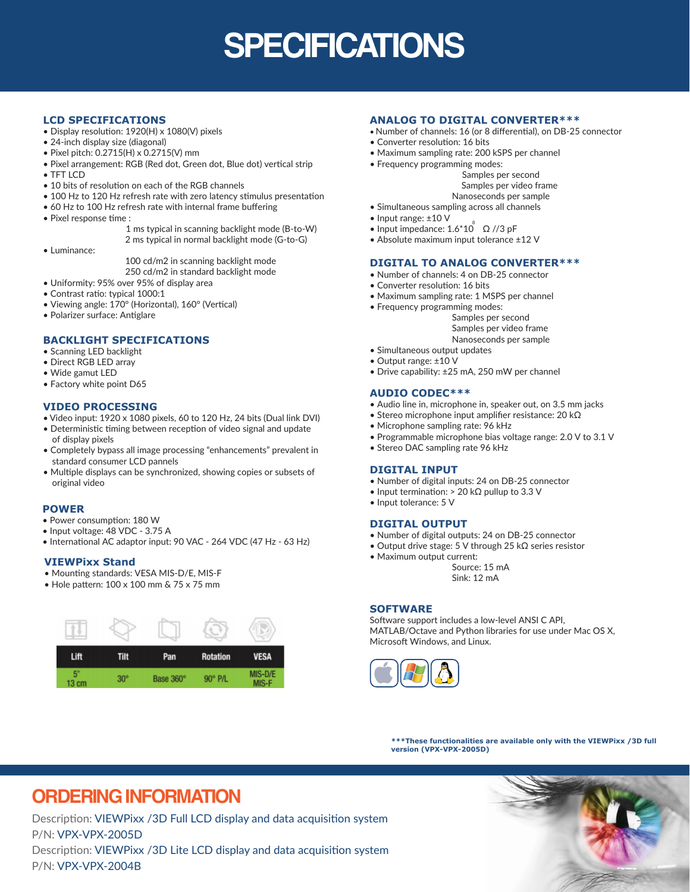# SPECIFICATIONS

## LCD SPECIFICATIONS

- Display resolution: 1920(H) x 1080(V) pixels
- 24-inch display size (diagonal)
- Pixel pitch: 0.2715(H) x 0.2715(V) mm
- Pixel arrangement: RGB (Red dot, Green dot, Blue dot) vertical strip
- TFT LCD
- 10 bits of resolution on each of the RGB channels
- 100 Hz to 120 Hz refresh rate with zero latency stimulus presentation
- 60 Hz to 100 Hz refresh rate with internal frame buffering
- Pixel response time :
  - 1 ms typical in scanning backlight mode (B-to-W)
  - 2 ms typical in normal backlight mode (G-to-G)
- Luminance:
  - 100 cd/m2 in scanning backlight mode
  - 250 cd/m2 in standard backlight mode
- Uniformity: 95% over 95% of display area
- Contrast ratio: typical 1000:1
- Viewing angle: 170° (Horizontal), 160° (Vertical)
- Polarizer surface: Antiglare

## BACKLIGHT SPECIFICATIONS

- Scanning LED backlight
- Direct RGB LED array
- Wide gamut LED
- Factory white point D65

## VIDEO PROCESSING

- Video input: 1920 x 1080 pixels, 60 to 120 Hz, 24 bits (Dual link DVI)
- Deterministic timing between reception of video signal and update of display pixels
- Completely bypass all image processing "enhancements" prevalent in standard consumer LCD pannels
- Multiple displays can be synchronized, showing copies or subsets of original video

## POWER

- Power consumption: 180 W
- Input voltage: 48 VDC - 3.75 A
- International AC adaptor input: 90 VAC - 264 VDC (47 Hz - 63 Hz)

## VIEWPixx Stand

- Mounting standards: VESA MIS-D/E, MIS-F
- Hole pattern: 100 x 100 mm & 75 x 75 mm

| Lift | Tilt | Pan | Rotation | VESA |
|---|---|---|---|---|
| 5" 13 cm | 30° | Base 360° | 90° P/L | MIS-D/E MIS-F |

## ANALOG TO DIGITAL CONVERTER***

- Number of channels: 16 (or 8 differential), on DB-25 connector
- Converter resolution: 16 bits
- Maximum sampling rate: 200 kSPS per channel
- Frequency programming modes:
  - Samples per second
  - Samples per video frame
  - Nanoseconds per sample
- Simultaneous sampling across all channels
- Input range: ±10 V
- Input impedance: $1.6 \times 10^{8}$ Ω //3 pF
- Absolute maximum input tolerance ±12 V

## DIGITAL TO ANALOG CONVERTER***

- Number of channels: 4 on DB-25 connector
- Converter resolution: 16 bits
- Maximum sampling rate: 1 MSPS per channel
- Frequency programming modes:
  - Samples per second
  - Samples per video frame
  - Nanoseconds per sample
- Simultaneous output updates
- Output range: ±10 V
- Drive capability: ±25 mA, 250 mW per channel

## AUDIO CODEC***

- Audio line in, microphone in, speaker out, on 3.5 mm jacks
- Stereo microphone input amplifier resistance: 20 kΩ
- Microphone sampling rate: 96 kHz
- Programmable microphone bias voltage range: 2.0 V to 3.1 V
- Stereo DAC sampling rate 96 kHz

## DIGITAL INPUT

- Number of digital inputs: 24 on DB-25 connector
- Input termination: > 20 kΩ pullup to 3.3 V
- Input tolerance: 5 V

## DIGITAL OUTPUT

- Number of digital outputs: 24 on DB-25 connector
- Output drive stage: 5 V through 25 kΩ series resistor
- Maximum output current:
  - Source: 15 mA
  - Sink: 12 mA

## SOFTWARE

Software support includes a low-level ANSI C API, MATLAB/Octave and Python libraries for use under Mac OS X, Microsoft Windows, and Linux.

***These functionalities are available only with the VIEWPixx /3D full version (VPX-VPX-2005D)

# ORDERING INFORMATION

Description: VIEWPixx /3D Full LCD display and data acquisition system
P/N: VPX-VPX-2005D
Description: VIEWPixx /3D Lite LCD display and data acquisition system
P/N: VPX-VPX-2004B